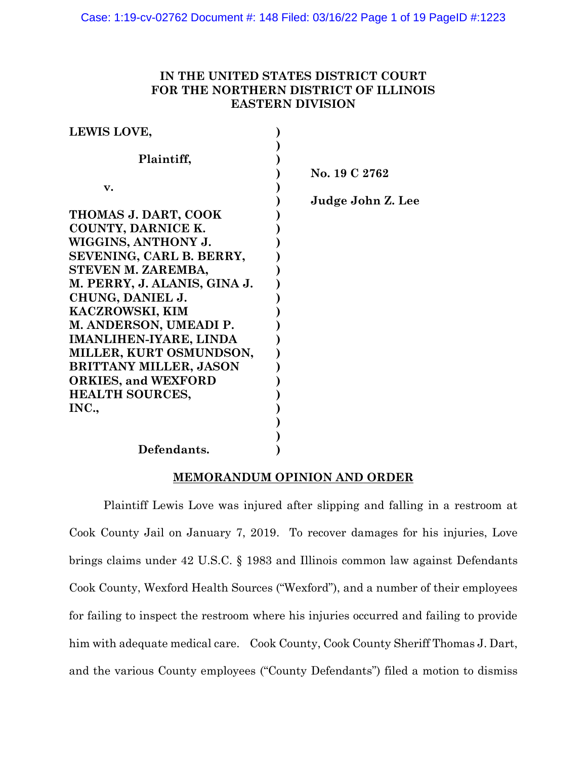**IN THE UNITED STATES DISTRICT COURT**
**FOR THE NORTHERN DISTRICT OF ILLINOIS**
**EASTERN DIVISION**

| | | |
|---|---|---|
| **LEWIS LOVE,** | ) | |
| | ) | |
| **Plaintiff,** | ) | |
| | ) | **No. 19 C 2762** |
| **v.** | ) | |
| | ) | **Judge John Z. Lee** |
| **THOMAS J. DART, COOK COUNTY, DARNICE K. WIGGINS, ANTHONY J. SEVENING, CARL B. BERRY, STEVEN M. ZAREMBA, M. PERRY, J. ALANIS, GINA J. CHUNG, DANIEL J. KACZROWSKI, KIM M. ANDERSON, UMEADI P. IMANLIHEN-IYARE, LINDA MILLER, KURT OSMUNDSON, BRITTANY MILLER, JASON ORKIES, and WEXFORD HEALTH SOURCES, INC.,** | ) | |
| | ) | |
| **Defendants.** | ) | |

**MEMORANDUM OPINION AND ORDER**

Plaintiff Lewis Love was injured after slipping and falling in a restroom at Cook County Jail on January 7, 2019. To recover damages for his injuries, Love brings claims under 42 U.S.C. § 1983 and Illinois common law against Defendants Cook County, Wexford Health Sources ("Wexford"), and a number of their employees for failing to inspect the restroom where his injuries occurred and failing to provide him with adequate medical care. Cook County, Cook County Sheriff Thomas J. Dart, and the various County employees ("County Defendants") filed a motion to dismiss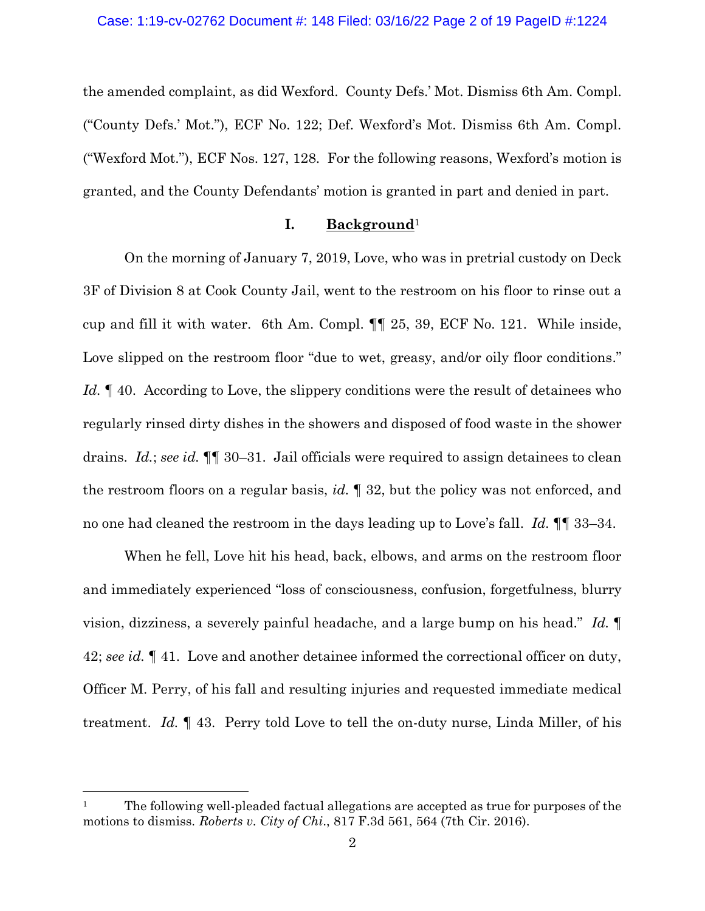the amended complaint, as did Wexford. County Defs.' Mot. Dismiss 6th Am. Compl. ("County Defs.' Mot."), ECF No. 122; Def. Wexford's Mot. Dismiss 6th Am. Compl. ("Wexford Mot."), ECF Nos. 127, 128. For the following reasons, Wexford's motion is granted, and the County Defendants' motion is granted in part and denied in part.

## I. **Background**[1]

On the morning of January 7, 2019, Love, who was in pretrial custody on Deck 3F of Division 8 at Cook County Jail, went to the restroom on his floor to rinse out a cup and fill it with water. 6th Am. Compl. ¶¶ 25, 39, ECF No. 121. While inside, Love slipped on the restroom floor "due to wet, greasy, and/or oily floor conditions." *Id.* ¶ 40. According to Love, the slippery conditions were the result of detainees who regularly rinsed dirty dishes in the showers and disposed of food waste in the shower drains. *Id.*; *see id.* ¶¶ 30–31. Jail officials were required to assign detainees to clean the restroom floors on a regular basis, *id.* ¶ 32, but the policy was not enforced, and no one had cleaned the restroom in the days leading up to Love's fall. *Id.* ¶¶ 33–34.

When he fell, Love hit his head, back, elbows, and arms on the restroom floor and immediately experienced "loss of consciousness, confusion, forgetfulness, blurry vision, dizziness, a severely painful headache, and a large bump on his head." *Id.* ¶ 42; *see id.* ¶ 41. Love and another detainee informed the correctional officer on duty, Officer M. Perry, of his fall and resulting injuries and requested immediate medical treatment. *Id.* ¶ 43. Perry told Love to tell the on-duty nurse, Linda Miller, of his

---

[1] The following well-pleaded factual allegations are accepted as true for purposes of the motions to dismiss. *Roberts v. City of Chi.*, 817 F.3d 561, 564 (7th Cir. 2016).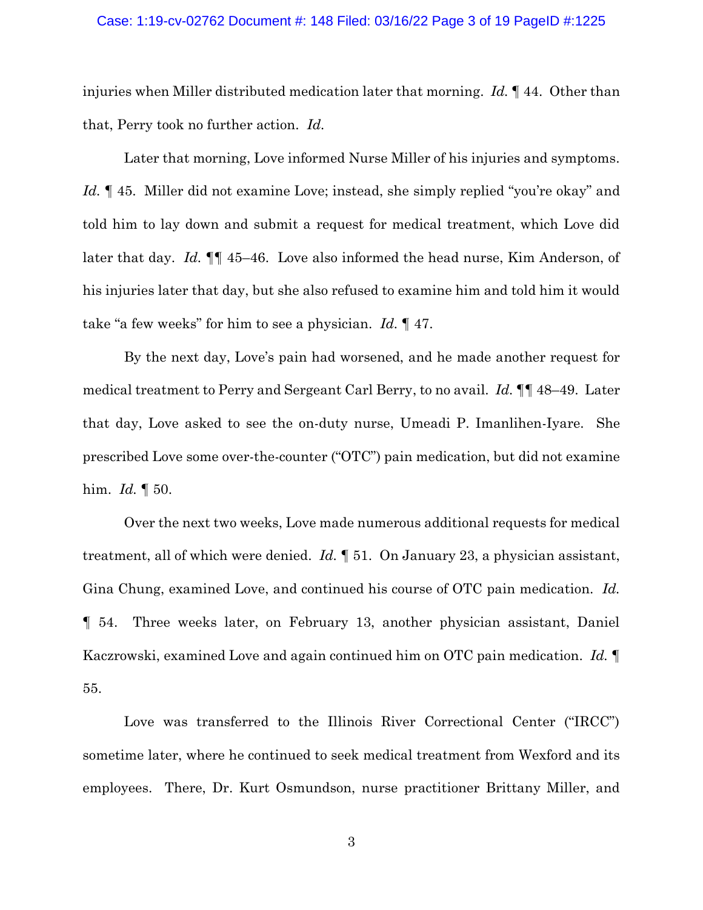injuries when Miller distributed medication later that morning. *Id.* ¶ 44. Other than that, Perry took no further action. *Id.*

Later that morning, Love informed Nurse Miller of his injuries and symptoms. *Id.* ¶ 45. Miller did not examine Love; instead, she simply replied "you're okay" and told him to lay down and submit a request for medical treatment, which Love did later that day. *Id.* ¶¶ 45–46. Love also informed the head nurse, Kim Anderson, of his injuries later that day, but she also refused to examine him and told him it would take "a few weeks" for him to see a physician. *Id.* ¶ 47.

By the next day, Love's pain had worsened, and he made another request for medical treatment to Perry and Sergeant Carl Berry, to no avail. *Id.* ¶¶ 48–49. Later that day, Love asked to see the on-duty nurse, Umeadi P. Imanlihen-Iyare. She prescribed Love some over-the-counter ("OTC") pain medication, but did not examine him. *Id.* ¶ 50.

Over the next two weeks, Love made numerous additional requests for medical treatment, all of which were denied. *Id.* ¶ 51. On January 23, a physician assistant, Gina Chung, examined Love, and continued his course of OTC pain medication. *Id.* ¶ 54. Three weeks later, on February 13, another physician assistant, Daniel Kaczrowski, examined Love and again continued him on OTC pain medication. *Id.* ¶ 55.

Love was transferred to the Illinois River Correctional Center ("IRCC") sometime later, where he continued to seek medical treatment from Wexford and its employees. There, Dr. Kurt Osmundson, nurse practitioner Brittany Miller, and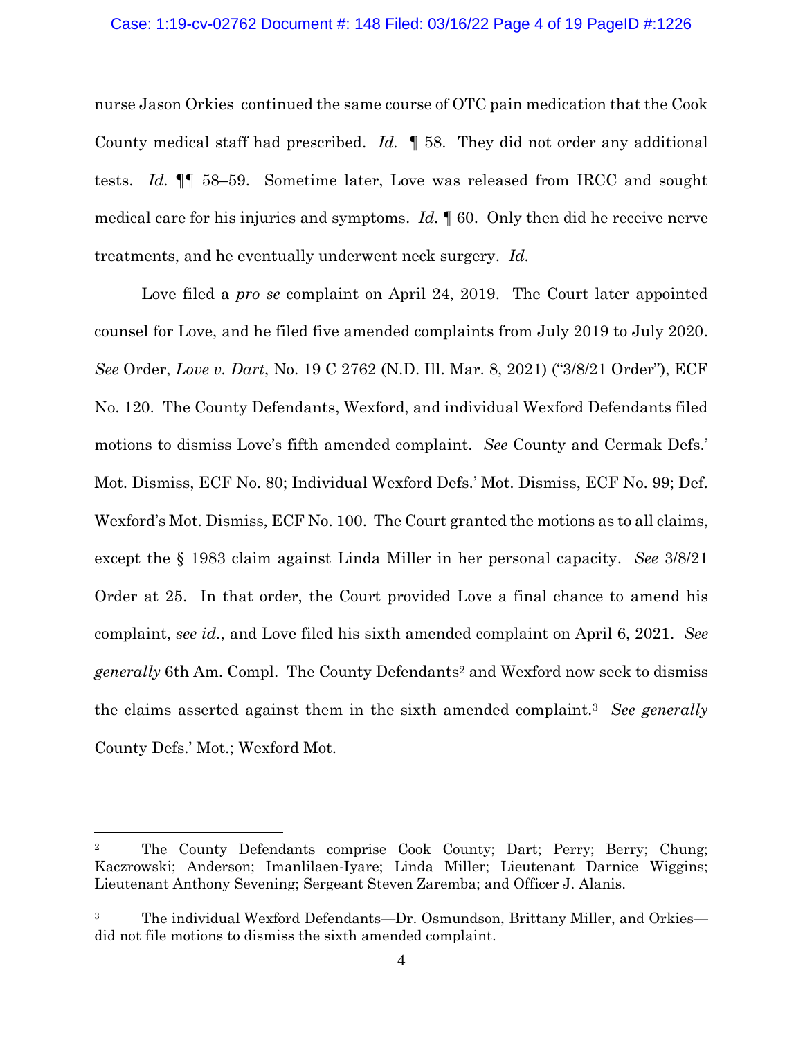nurse Jason Orkies continued the same course of OTC pain medication that the Cook County medical staff had prescribed. *Id.* ¶ 58. They did not order any additional tests. *Id.* ¶¶ 58–59. Sometime later, Love was released from IRCC and sought medical care for his injuries and symptoms. *Id.* ¶ 60. Only then did he receive nerve treatments, and he eventually underwent neck surgery. *Id.*

Love filed a *pro se* complaint on April 24, 2019. The Court later appointed counsel for Love, and he filed five amended complaints from July 2019 to July 2020. *See* Order, *Love v. Dart*, No. 19 C 2762 (N.D. Ill. Mar. 8, 2021) ("3/8/21 Order"), ECF No. 120. The County Defendants, Wexford, and individual Wexford Defendants filed motions to dismiss Love's fifth amended complaint. *See* County and Cermak Defs.' Mot. Dismiss, ECF No. 80; Individual Wexford Defs.' Mot. Dismiss, ECF No. 99; Def. Wexford's Mot. Dismiss, ECF No. 100. The Court granted the motions as to all claims, except the § 1983 claim against Linda Miller in her personal capacity. *See* 3/8/21 Order at 25. In that order, the Court provided Love a final chance to amend his complaint, *see id.*, and Love filed his sixth amended complaint on April 6, 2021. *See generally* 6th Am. Compl. The County Defendants[2] and Wexford now seek to dismiss the claims asserted against them in the sixth amended complaint.[3] *See generally* County Defs.' Mot.; Wexford Mot.

---

[2] The County Defendants comprise Cook County; Dart; Perry; Berry; Chung; Kaczrowski; Anderson; Imanlilaen-Iyare; Linda Miller; Lieutenant Darnice Wiggins; Lieutenant Anthony Sevening; Sergeant Steven Zaremba; and Officer J. Alanis.

[3] The individual Wexford Defendants—Dr. Osmundson, Brittany Miller, and Orkies—did not file motions to dismiss the sixth amended complaint.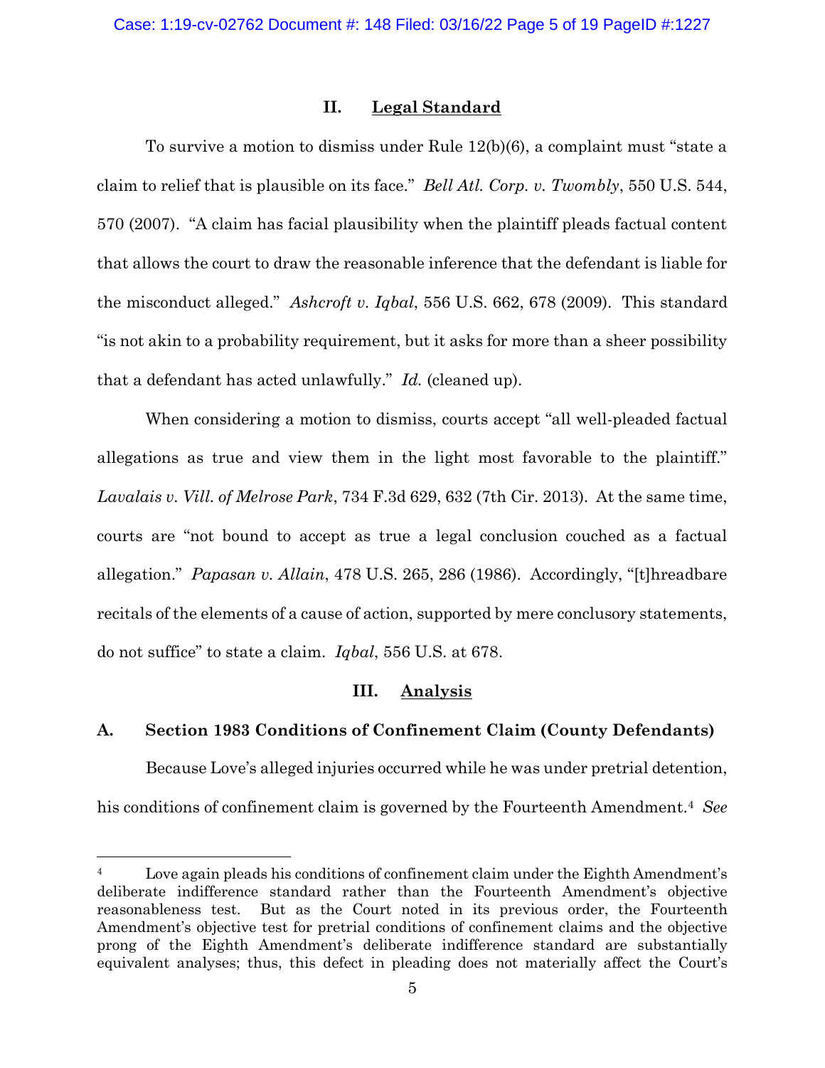## II. Legal Standard

To survive a motion to dismiss under Rule 12(b)(6), a complaint must "state a claim to relief that is plausible on its face." *Bell Atl. Corp. v. Twombly*, 550 U.S. 544, 570 (2007). "A claim has facial plausibility when the plaintiff pleads factual content that allows the court to draw the reasonable inference that the defendant is liable for the misconduct alleged." *Ashcroft v. Iqbal*, 556 U.S. 662, 678 (2009). This standard "is not akin to a probability requirement, but it asks for more than a sheer possibility that a defendant has acted unlawfully." *Id.* (cleaned up).

When considering a motion to dismiss, courts accept "all well-pleaded factual allegations as true and view them in the light most favorable to the plaintiff." *Lavalais v. Vill. of Melrose Park*, 734 F.3d 629, 632 (7th Cir. 2013). At the same time, courts are "not bound to accept as true a legal conclusion couched as a factual allegation." *Papasan v. Allain*, 478 U.S. 265, 286 (1986). Accordingly, "[t]hreadbare recitals of the elements of a cause of action, supported by mere conclusory statements, do not suffice" to state a claim. *Iqbal*, 556 U.S. at 678.

## III. Analysis

### A. Section 1983 Conditions of Confinement Claim (County Defendants)

Because Love's alleged injuries occurred while he was under pretrial detention, his conditions of confinement claim is governed by the Fourteenth Amendment.[4] *See*

---

[4] Love again pleads his conditions of confinement claim under the Eighth Amendment's deliberate indifference standard rather than the Fourteenth Amendment's objective reasonableness test. But as the Court noted in its previous order, the Fourteenth Amendment's objective test for pretrial conditions of confinement claims and the objective prong of the Eighth Amendment's deliberate indifference standard are substantially equivalent analyses; thus, this defect in pleading does not materially affect the Court's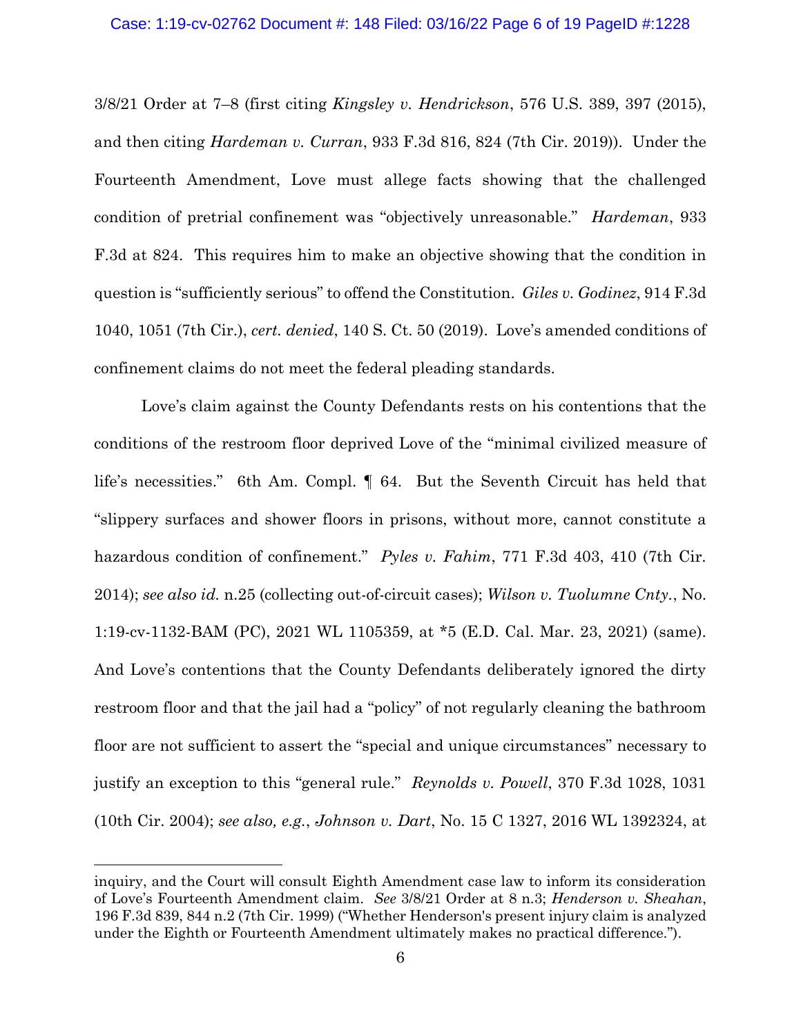3/8/21 Order at 7–8 (first citing *Kingsley v. Hendrickson*, 576 U.S. 389, 397 (2015), and then citing *Hardeman v. Curran*, 933 F.3d 816, 824 (7th Cir. 2019)). Under the Fourteenth Amendment, Love must allege facts showing that the challenged condition of pretrial confinement was "objectively unreasonable." *Hardeman*, 933 F.3d at 824. This requires him to make an objective showing that the condition in question is "sufficiently serious" to offend the Constitution. *Giles v. Godinez*, 914 F.3d 1040, 1051 (7th Cir.), *cert. denied*, 140 S. Ct. 50 (2019). Love's amended conditions of confinement claims do not meet the federal pleading standards.

Love's claim against the County Defendants rests on his contentions that the conditions of the restroom floor deprived Love of the "minimal civilized measure of life's necessities." 6th Am. Compl. ¶ 64. But the Seventh Circuit has held that "slippery surfaces and shower floors in prisons, without more, cannot constitute a hazardous condition of confinement." *Pyles v. Fahim*, 771 F.3d 403, 410 (7th Cir. 2014); *see also id.* n.25 (collecting out-of-circuit cases); *Wilson v. Tuolumne Cnty.*, No. 1:19-cv-1132-BAM (PC), 2021 WL 1105359, at *5 (E.D. Cal. Mar. 23, 2021) (same). And Love's contentions that the County Defendants deliberately ignored the dirty restroom floor and that the jail had a "policy" of not regularly cleaning the bathroom floor are not sufficient to assert the "special and unique circumstances" necessary to justify an exception to this "general rule." *Reynolds v. Powell*, 370 F.3d 1028, 1031 (10th Cir. 2004); *see also, e.g.*, *Johnson v. Dart*, No. 15 C 1327, 2016 WL 1392324, at

---

inquiry, and the Court will consult Eighth Amendment case law to inform its consideration of Love's Fourteenth Amendment claim. *See* 3/8/21 Order at 8 n.3; *Henderson v. Sheahan*, 196 F.3d 839, 844 n.2 (7th Cir. 1999) ("Whether Henderson's present injury claim is analyzed under the Eighth or Fourteenth Amendment ultimately makes no practical difference.").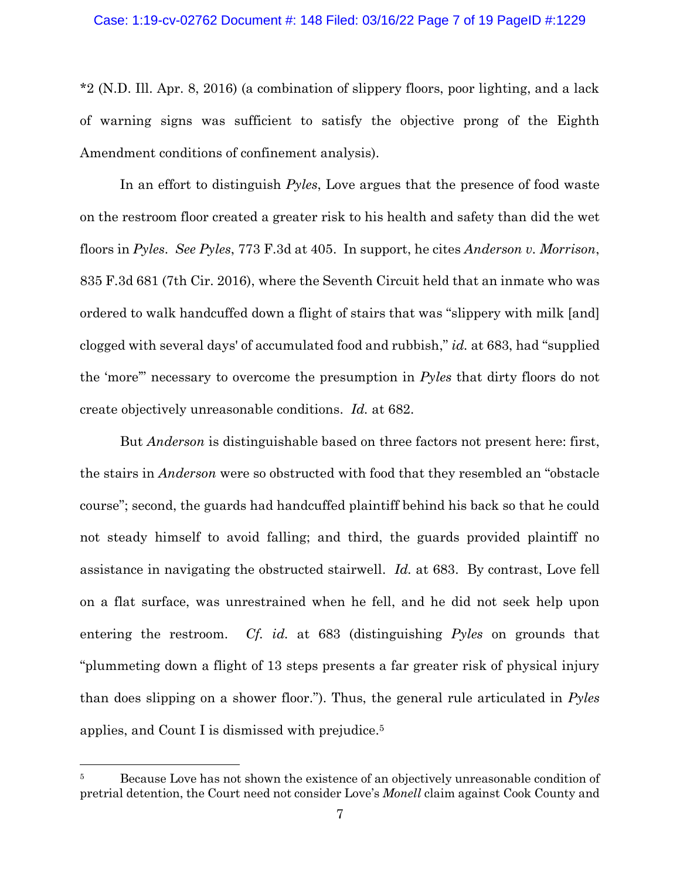*2 (N.D. Ill. Apr. 8, 2016) (a combination of slippery floors, poor lighting, and a lack of warning signs was sufficient to satisfy the objective prong of the Eighth Amendment conditions of confinement analysis).

In an effort to distinguish *Pyles*, Love argues that the presence of food waste on the restroom floor created a greater risk to his health and safety than did the wet floors in *Pyles*. *See Pyles*, 773 F.3d at 405. In support, he cites *Anderson v. Morrison*, 835 F.3d 681 (7th Cir. 2016), where the Seventh Circuit held that an inmate who was ordered to walk handcuffed down a flight of stairs that was "slippery with milk [and] clogged with several days' of accumulated food and rubbish," *id.* at 683, had "supplied the 'more'" necessary to overcome the presumption in *Pyles* that dirty floors do not create objectively unreasonable conditions. *Id.* at 682.

But *Anderson* is distinguishable based on three factors not present here: first, the stairs in *Anderson* were so obstructed with food that they resembled an "obstacle course"; second, the guards had handcuffed plaintiff behind his back so that he could not steady himself to avoid falling; and third, the guards provided plaintiff no assistance in navigating the obstructed stairwell. *Id.* at 683. By contrast, Love fell on a flat surface, was unrestrained when he fell, and he did not seek help upon entering the restroom. *Cf. id.* at 683 (distinguishing *Pyles* on grounds that "plummeting down a flight of 13 steps presents a far greater risk of physical injury than does slipping on a shower floor."). Thus, the general rule articulated in *Pyles* applies, and Count I is dismissed with prejudice.[5]

---

[5] Because Love has not shown the existence of an objectively unreasonable condition of pretrial detention, the Court need not consider Love's *Monell* claim against Cook County and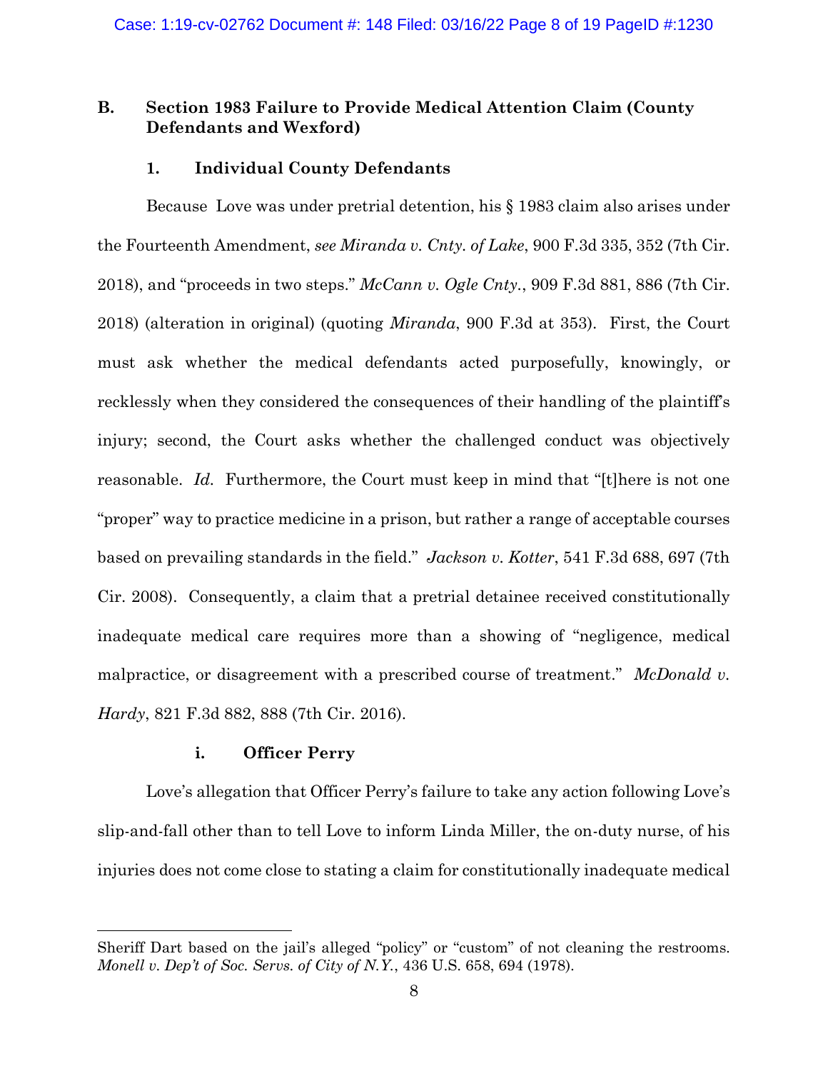## B. Section 1983 Failure to Provide Medical Attention Claim (County Defendants and Wexford)

### 1. Individual County Defendants

Because Love was under pretrial detention, his § 1983 claim also arises under the Fourteenth Amendment, *see Miranda v. Cnty. of Lake*, 900 F.3d 335, 352 (7th Cir. 2018), and "proceeds in two steps." *McCann v. Ogle Cnty.*, 909 F.3d 881, 886 (7th Cir. 2018) (alteration in original) (quoting *Miranda*, 900 F.3d at 353). First, the Court must ask whether the medical defendants acted purposefully, knowingly, or recklessly when they considered the consequences of their handling of the plaintiff's injury; second, the Court asks whether the challenged conduct was objectively reasonable. *Id.* Furthermore, the Court must keep in mind that "[t]here is not one "proper" way to practice medicine in a prison, but rather a range of acceptable courses based on prevailing standards in the field." *Jackson v. Kotter*, 541 F.3d 688, 697 (7th Cir. 2008). Consequently, a claim that a pretrial detainee received constitutionally inadequate medical care requires more than a showing of "negligence, medical malpractice, or disagreement with a prescribed course of treatment." *McDonald v. Hardy*, 821 F.3d 882, 888 (7th Cir. 2016).

#### i. Officer Perry

Love's allegation that Officer Perry's failure to take any action following Love's slip-and-fall other than to tell Love to inform Linda Miller, the on-duty nurse, of his injuries does not come close to stating a claim for constitutionally inadequate medical

---

Sheriff Dart based on the jail's alleged "policy" or "custom" of not cleaning the restrooms. *Monell v. Dep't of Soc. Servs. of City of N.Y.*, 436 U.S. 658, 694 (1978).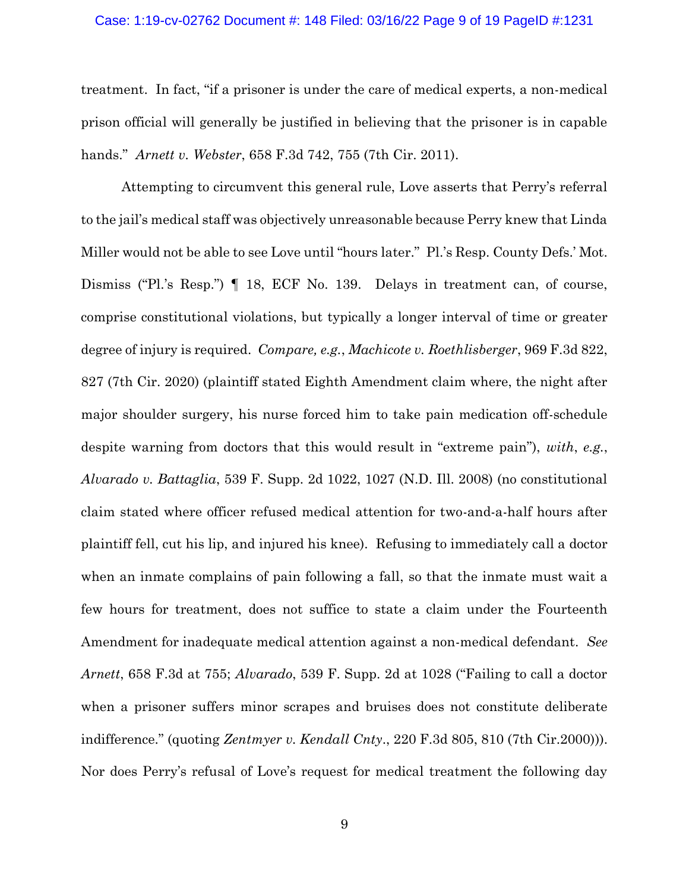treatment. In fact, "if a prisoner is under the care of medical experts, a non-medical prison official will generally be justified in believing that the prisoner is in capable hands." *Arnett v. Webster*, 658 F.3d 742, 755 (7th Cir. 2011).

Attempting to circumvent this general rule, Love asserts that Perry's referral to the jail's medical staff was objectively unreasonable because Perry knew that Linda Miller would not be able to see Love until "hours later." Pl.'s Resp. County Defs.' Mot. Dismiss ("Pl.'s Resp.") ¶ 18, ECF No. 139. Delays in treatment can, of course, comprise constitutional violations, but typically a longer interval of time or greater degree of injury is required. *Compare, e.g.*, *Machicote v. Roethlisberger*, 969 F.3d 822, 827 (7th Cir. 2020) (plaintiff stated Eighth Amendment claim where, the night after major shoulder surgery, his nurse forced him to take pain medication off-schedule despite warning from doctors that this would result in "extreme pain"), *with*, *e.g.*, *Alvarado v. Battaglia*, 539 F. Supp. 2d 1022, 1027 (N.D. Ill. 2008) (no constitutional claim stated where officer refused medical attention for two-and-a-half hours after plaintiff fell, cut his lip, and injured his knee). Refusing to immediately call a doctor when an inmate complains of pain following a fall, so that the inmate must wait a few hours for treatment, does not suffice to state a claim under the Fourteenth Amendment for inadequate medical attention against a non-medical defendant. *See Arnett*, 658 F.3d at 755; *Alvarado*, 539 F. Supp. 2d at 1028 ("Failing to call a doctor when a prisoner suffers minor scrapes and bruises does not constitute deliberate indifference." (quoting *Zentmyer v. Kendall Cnty.*, 220 F.3d 805, 810 (7th Cir.2000))). Nor does Perry's refusal of Love's request for medical treatment the following day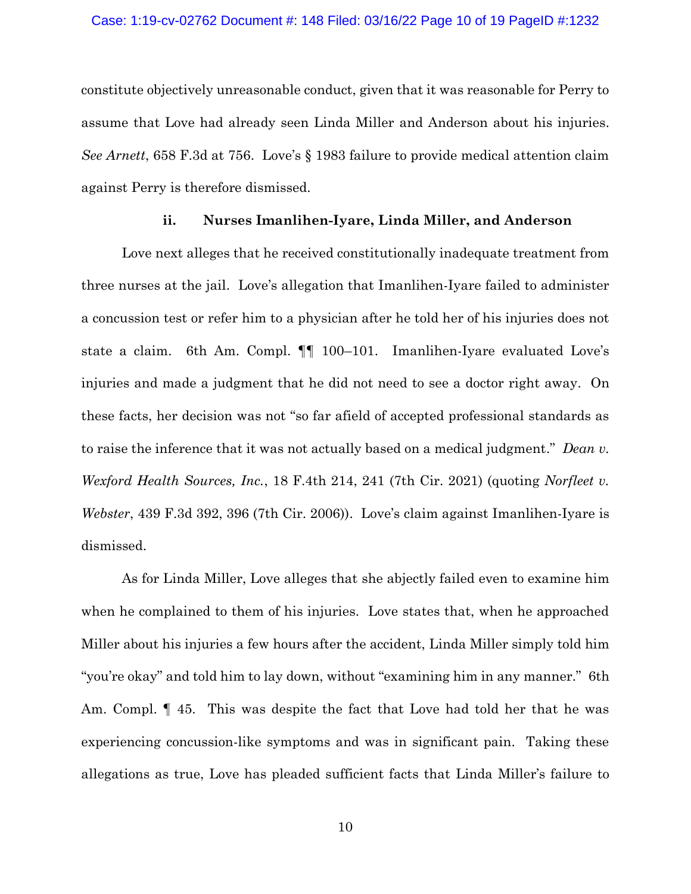constitute objectively unreasonable conduct, given that it was reasonable for Perry to assume that Love had already seen Linda Miller and Anderson about his injuries. *See Arnett*, 658 F.3d at 756. Love's § 1983 failure to provide medical attention claim against Perry is therefore dismissed.

**ii. Nurses Imanlihen-Iyare, Linda Miller, and Anderson**

Love next alleges that he received constitutionally inadequate treatment from three nurses at the jail. Love's allegation that Imanlihen-Iyare failed to administer a concussion test or refer him to a physician after he told her of his injuries does not state a claim. 6th Am. Compl. ¶¶ 100–101. Imanlihen-Iyare evaluated Love's injuries and made a judgment that he did not need to see a doctor right away. On these facts, her decision was not "so far afield of accepted professional standards as to raise the inference that it was not actually based on a medical judgment." *Dean v. Wexford Health Sources, Inc.*, 18 F.4th 214, 241 (7th Cir. 2021) (quoting *Norfleet v. Webster*, 439 F.3d 392, 396 (7th Cir. 2006)). Love's claim against Imanlihen-Iyare is dismissed.

As for Linda Miller, Love alleges that she abjectly failed even to examine him when he complained to them of his injuries. Love states that, when he approached Miller about his injuries a few hours after the accident, Linda Miller simply told him "you're okay" and told him to lay down, without "examining him in any manner." 6th Am. Compl. ¶ 45. This was despite the fact that Love had told her that he was experiencing concussion-like symptoms and was in significant pain. Taking these allegations as true, Love has pleaded sufficient facts that Linda Miller's failure to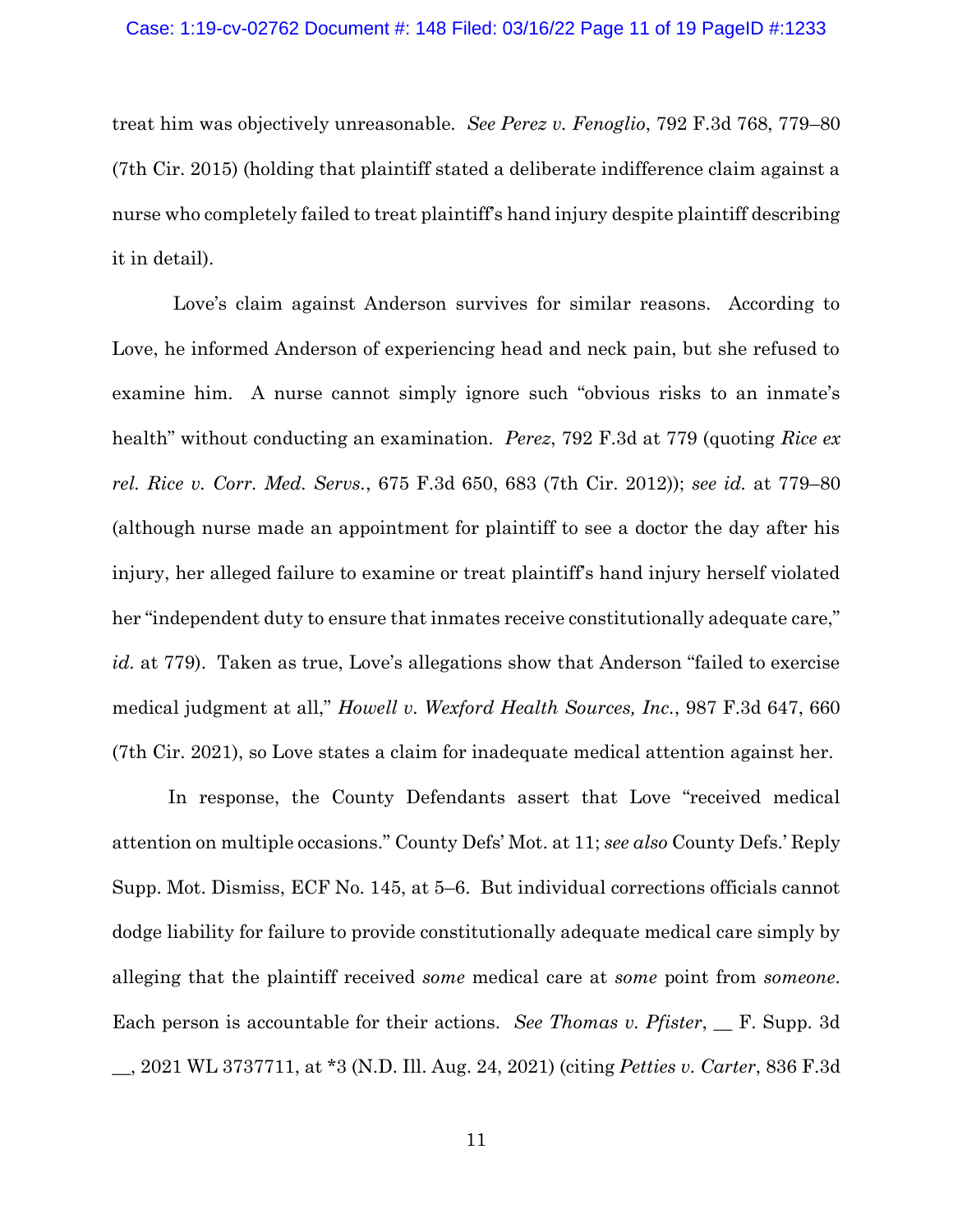treat him was objectively unreasonable. *See Perez v. Fenoglio*, 792 F.3d 768, 779–80 (7th Cir. 2015) (holding that plaintiff stated a deliberate indifference claim against a nurse who completely failed to treat plaintiff's hand injury despite plaintiff describing it in detail).

Love's claim against Anderson survives for similar reasons. According to Love, he informed Anderson of experiencing head and neck pain, but she refused to examine him. A nurse cannot simply ignore such "obvious risks to an inmate's health" without conducting an examination. *Perez*, 792 F.3d at 779 (quoting *Rice ex rel. Rice v. Corr. Med. Servs.*, 675 F.3d 650, 683 (7th Cir. 2012)); *see id.* at 779–80 (although nurse made an appointment for plaintiff to see a doctor the day after his injury, her alleged failure to examine or treat plaintiff's hand injury herself violated her "independent duty to ensure that inmates receive constitutionally adequate care," *id.* at 779). Taken as true, Love's allegations show that Anderson "failed to exercise medical judgment at all," *Howell v. Wexford Health Sources, Inc.*, 987 F.3d 647, 660 (7th Cir. 2021), so Love states a claim for inadequate medical attention against her.

In response, the County Defendants assert that Love "received medical attention on multiple occasions." County Defs' Mot. at 11; *see also* County Defs.' Reply Supp. Mot. Dismiss, ECF No. 145, at 5–6. But individual corrections officials cannot dodge liability for failure to provide constitutionally adequate medical care simply by alleging that the plaintiff received *some* medical care at *some* point from *someone*. Each person is accountable for their actions. *See Thomas v. Pfister*, __ F. Supp. 3d __, 2021 WL 3737711, at *3 (N.D. Ill. Aug. 24, 2021) (citing *Petties v. Carter*, 836 F.3d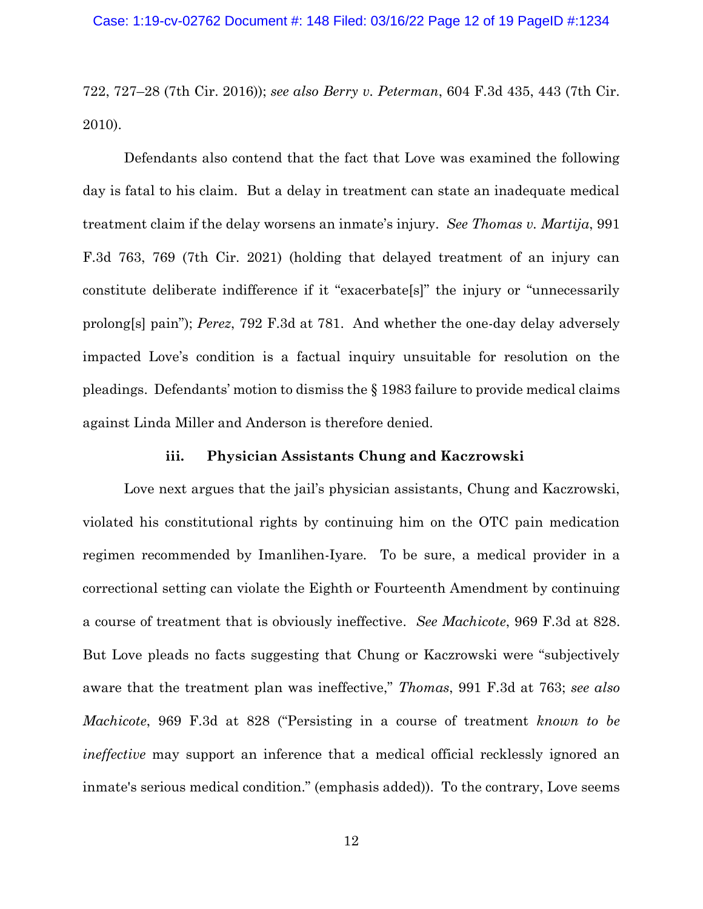722, 727–28 (7th Cir. 2016)); *see also Berry v. Peterman*, 604 F.3d 435, 443 (7th Cir. 2010).

Defendants also contend that the fact that Love was examined the following day is fatal to his claim. But a delay in treatment can state an inadequate medical treatment claim if the delay worsens an inmate's injury. *See Thomas v. Martija*, 991 F.3d 763, 769 (7th Cir. 2021) (holding that delayed treatment of an injury can constitute deliberate indifference if it "exacerbate[s]" the injury or "unnecessarily prolong[s] pain"); *Perez*, 792 F.3d at 781. And whether the one-day delay adversely impacted Love's condition is a factual inquiry unsuitable for resolution on the pleadings. Defendants' motion to dismiss the § 1983 failure to provide medical claims against Linda Miller and Anderson is therefore denied.

**iii. Physician Assistants Chung and Kaczrowski**

Love next argues that the jail's physician assistants, Chung and Kaczrowski, violated his constitutional rights by continuing him on the OTC pain medication regimen recommended by Imanlihen-Iyare. To be sure, a medical provider in a correctional setting can violate the Eighth or Fourteenth Amendment by continuing a course of treatment that is obviously ineffective. *See Machicote*, 969 F.3d at 828. But Love pleads no facts suggesting that Chung or Kaczrowski were "subjectively aware that the treatment plan was ineffective," *Thomas*, 991 F.3d at 763; *see also Machicote*, 969 F.3d at 828 ("Persisting in a course of treatment *known to be ineffective* may support an inference that a medical official recklessly ignored an inmate's serious medical condition." (emphasis added)). To the contrary, Love seems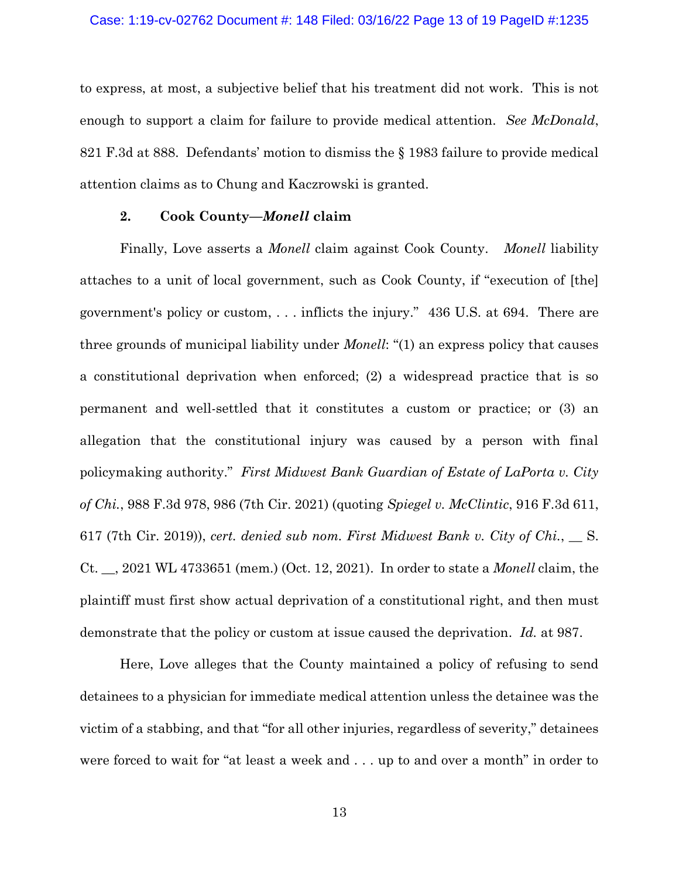to express, at most, a subjective belief that his treatment did not work. This is not enough to support a claim for failure to provide medical attention. *See McDonald*, 821 F.3d at 888. Defendants' motion to dismiss the § 1983 failure to provide medical attention claims as to Chung and Kaczrowski is granted.

### 2. Cook County—*Monell* claim

Finally, Love asserts a *Monell* claim against Cook County. *Monell* liability attaches to a unit of local government, such as Cook County, if "execution of [the] government's policy or custom, . . . inflicts the injury." 436 U.S. at 694. There are three grounds of municipal liability under *Monell*: "(1) an express policy that causes a constitutional deprivation when enforced; (2) a widespread practice that is so permanent and well-settled that it constitutes a custom or practice; or (3) an allegation that the constitutional injury was caused by a person with final policymaking authority." *First Midwest Bank Guardian of Estate of LaPorta v. City of Chi.*, 988 F.3d 978, 986 (7th Cir. 2021) (quoting *Spiegel v. McClintic*, 916 F.3d 611, 617 (7th Cir. 2019)), *cert. denied sub nom. First Midwest Bank v. City of Chi.*, __ S. Ct. __, 2021 WL 4733651 (mem.) (Oct. 12, 2021). In order to state a *Monell* claim, the plaintiff must first show actual deprivation of a constitutional right, and then must demonstrate that the policy or custom at issue caused the deprivation. *Id.* at 987.

Here, Love alleges that the County maintained a policy of refusing to send detainees to a physician for immediate medical attention unless the detainee was the victim of a stabbing, and that "for all other injuries, regardless of severity," detainees were forced to wait for "at least a week and . . . up to and over a month" in order to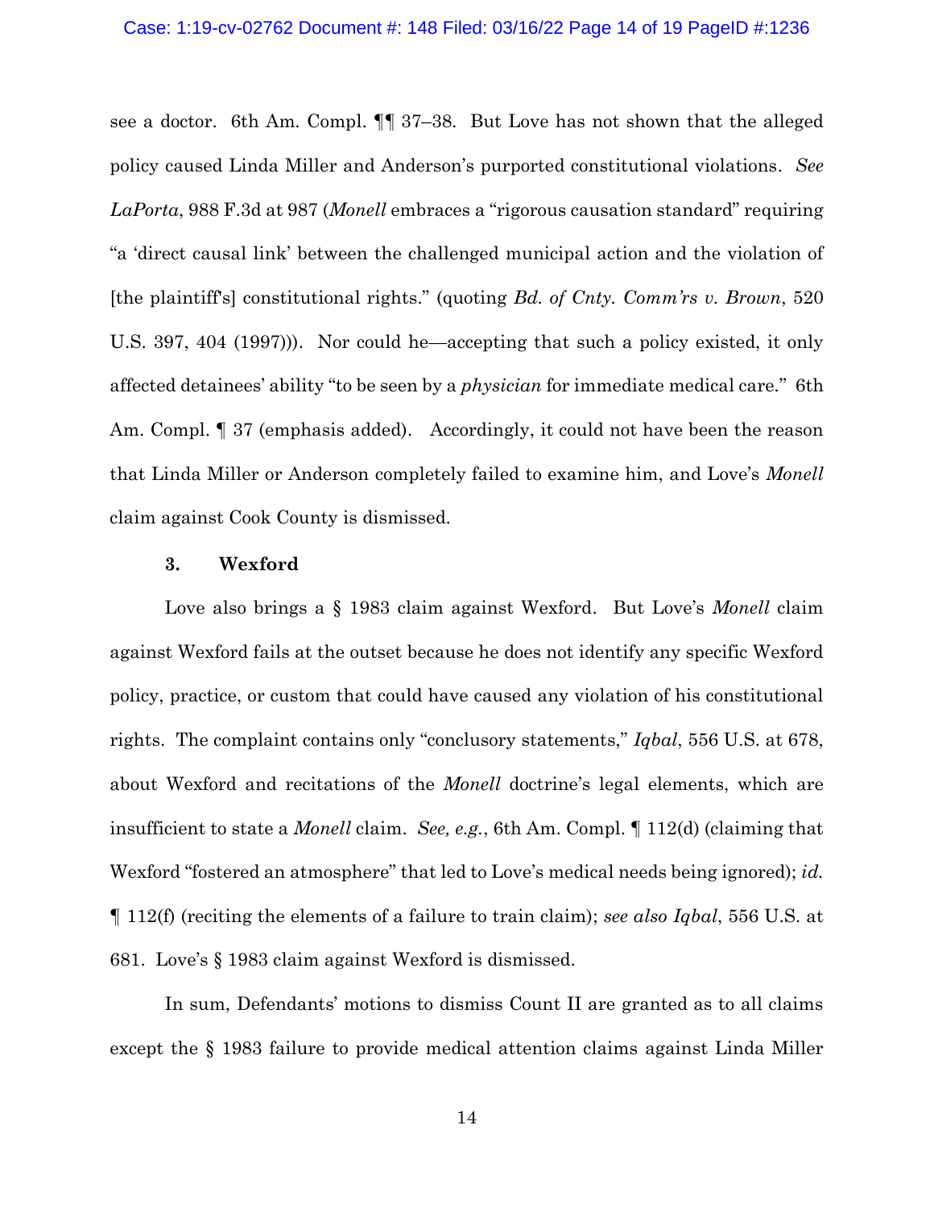see a doctor. 6th Am. Compl. ¶¶ 37–38. But Love has not shown that the alleged policy caused Linda Miller and Anderson's purported constitutional violations. *See LaPorta*, 988 F.3d at 987 (*Monell* embraces a "rigorous causation standard" requiring "a 'direct causal link' between the challenged municipal action and the violation of [the plaintiff's] constitutional rights." (quoting *Bd. of Cnty. Comm'rs v. Brown*, 520 U.S. 397, 404 (1997))). Nor could he—accepting that such a policy existed, it only affected detainees' ability "to be seen by a *physician* for immediate medical care." 6th Am. Compl. ¶ 37 (emphasis added). Accordingly, it could not have been the reason that Linda Miller or Anderson completely failed to examine him, and Love's *Monell* claim against Cook County is dismissed.

### 3. Wexford

Love also brings a § 1983 claim against Wexford. But Love's *Monell* claim against Wexford fails at the outset because he does not identify any specific Wexford policy, practice, or custom that could have caused any violation of his constitutional rights. The complaint contains only "conclusory statements," *Iqbal*, 556 U.S. at 678, about Wexford and recitations of the *Monell* doctrine's legal elements, which are insufficient to state a *Monell* claim. *See, e.g.*, 6th Am. Compl. ¶ 112(d) (claiming that Wexford "fostered an atmosphere" that led to Love's medical needs being ignored); *id.* ¶ 112(f) (reciting the elements of a failure to train claim); *see also Iqbal*, 556 U.S. at 681. Love's § 1983 claim against Wexford is dismissed.

In sum, Defendants' motions to dismiss Count II are granted as to all claims except the § 1983 failure to provide medical attention claims against Linda Miller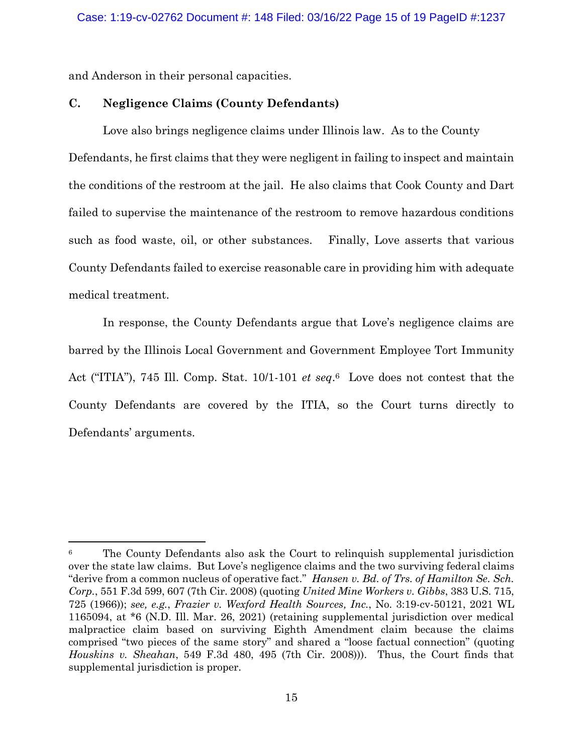and Anderson in their personal capacities.

### C. Negligence Claims (County Defendants)

Love also brings negligence claims under Illinois law. As to the County Defendants, he first claims that they were negligent in failing to inspect and maintain the conditions of the restroom at the jail. He also claims that Cook County and Dart failed to supervise the maintenance of the restroom to remove hazardous conditions such as food waste, oil, or other substances. Finally, Love asserts that various County Defendants failed to exercise reasonable care in providing him with adequate medical treatment.

In response, the County Defendants argue that Love's negligence claims are barred by the Illinois Local Government and Government Employee Tort Immunity Act ("ITIA"), 745 Ill. Comp. Stat. 10/1-101 *et seq*.[6] Love does not contest that the County Defendants are covered by the ITIA, so the Court turns directly to Defendants' arguments.

---

[6] The County Defendants also ask the Court to relinquish supplemental jurisdiction over the state law claims. But Love's negligence claims and the two surviving federal claims "derive from a common nucleus of operative fact." *Hansen v. Bd. of Trs. of Hamilton Se. Sch. Corp.*, 551 F.3d 599, 607 (7th Cir. 2008) (quoting *United Mine Workers v. Gibbs*, 383 U.S. 715, 725 (1966)); *see, e.g.*, *Frazier v. Wexford Health Sources, Inc.*, No. 3:19-cv-50121, 2021 WL 1165094, at *6 (N.D. Ill. Mar. 26, 2021) (retaining supplemental jurisdiction over medical malpractice claim based on surviving Eighth Amendment claim because the claims comprised "two pieces of the same story" and shared a "loose factual connection" (quoting *Houskins v. Sheahan*, 549 F.3d 480, 495 (7th Cir. 2008))). Thus, the Court finds that supplemental jurisdiction is proper.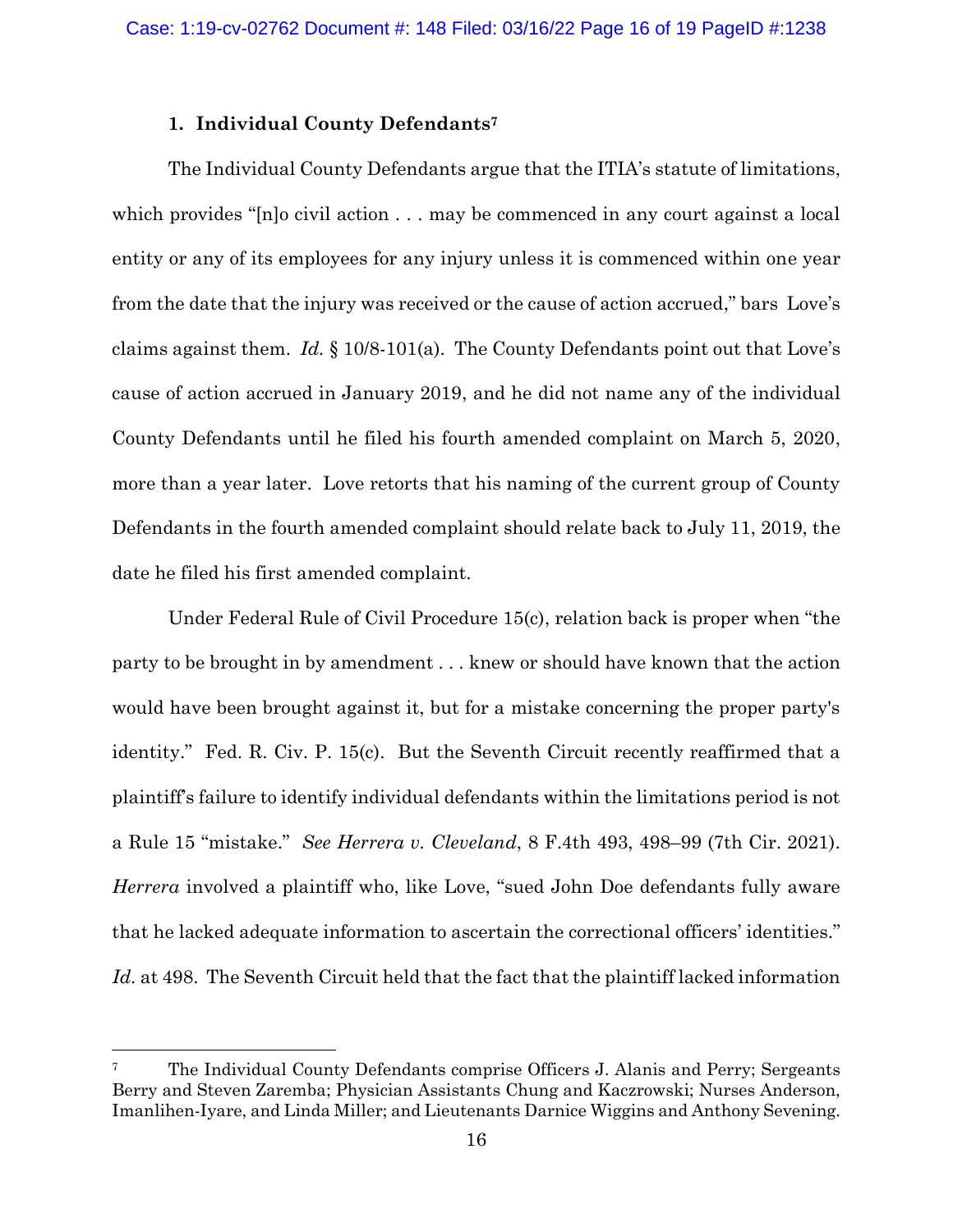### 1. Individual County Defendants[7]

The Individual County Defendants argue that the ITIA's statute of limitations, which provides "[n]o civil action . . . may be commenced in any court against a local entity or any of its employees for any injury unless it is commenced within one year from the date that the injury was received or the cause of action accrued," bars Love's claims against them. *Id.* § 10/8-101(a). The County Defendants point out that Love's cause of action accrued in January 2019, and he did not name any of the individual County Defendants until he filed his fourth amended complaint on March 5, 2020, more than a year later. Love retorts that his naming of the current group of County Defendants in the fourth amended complaint should relate back to July 11, 2019, the date he filed his first amended complaint.

Under Federal Rule of Civil Procedure 15(c), relation back is proper when "the party to be brought in by amendment . . . knew or should have known that the action would have been brought against it, but for a mistake concerning the proper party's identity." Fed. R. Civ. P. 15(c). But the Seventh Circuit recently reaffirmed that a plaintiff's failure to identify individual defendants within the limitations period is not a Rule 15 "mistake." *See Herrera v. Cleveland*, 8 F.4th 493, 498–99 (7th Cir. 2021). *Herrera* involved a plaintiff who, like Love, "sued John Doe defendants fully aware that he lacked adequate information to ascertain the correctional officers' identities." *Id.* at 498. The Seventh Circuit held that the fact that the plaintiff lacked information

---

[7] The Individual County Defendants comprise Officers J. Alanis and Perry; Sergeants Berry and Steven Zaremba; Physician Assistants Chung and Kaczrowski; Nurses Anderson, Imanlihen-Iyare, and Linda Miller; and Lieutenants Darnice Wiggins and Anthony Sevening.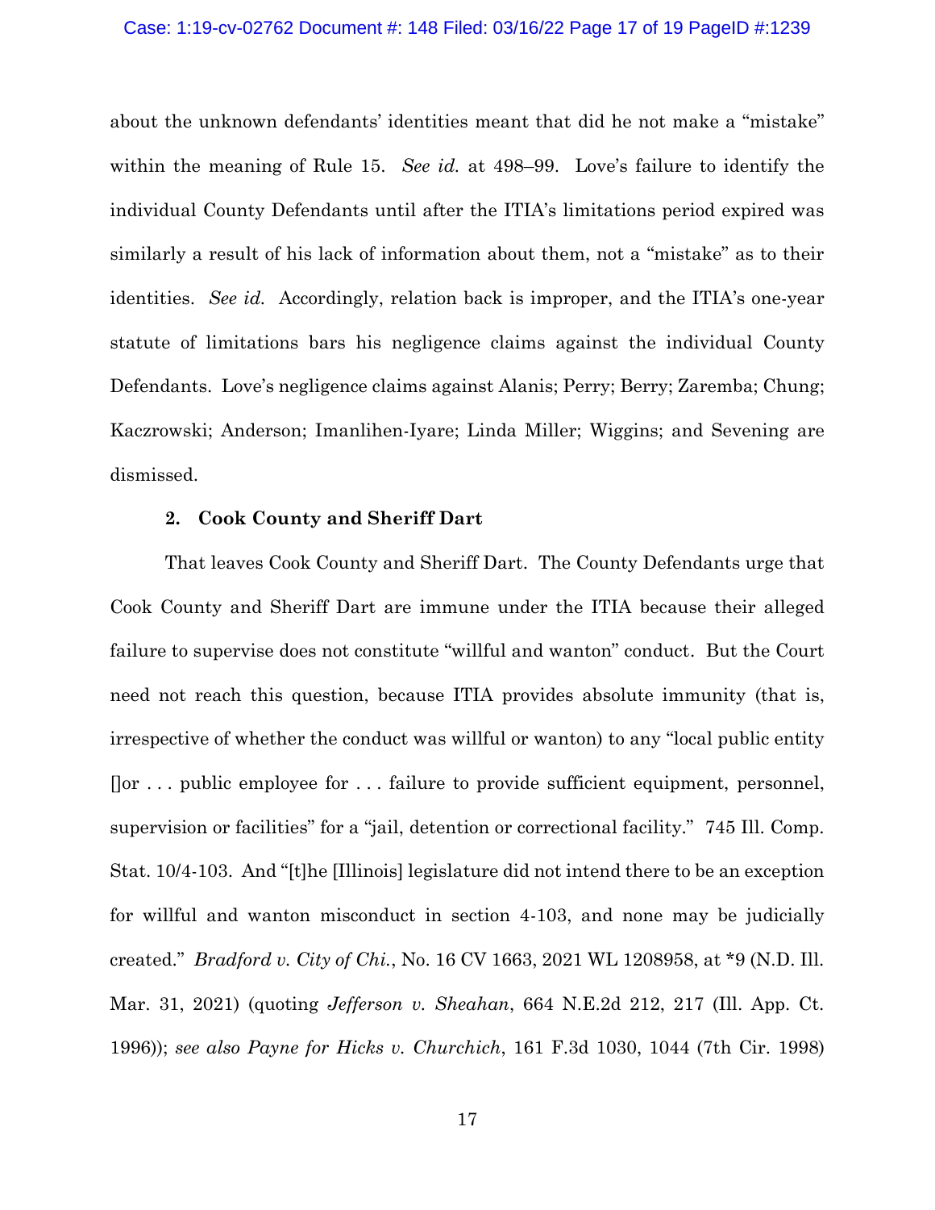about the unknown defendants' identities meant that did he not make a "mistake" within the meaning of Rule 15. *See id.* at 498–99. Love's failure to identify the individual County Defendants until after the ITIA's limitations period expired was similarly a result of his lack of information about them, not a "mistake" as to their identities. *See id.* Accordingly, relation back is improper, and the ITIA's one-year statute of limitations bars his negligence claims against the individual County Defendants. Love's negligence claims against Alanis; Perry; Berry; Zaremba; Chung; Kaczrowski; Anderson; Imanlihen-Iyare; Linda Miller; Wiggins; and Sevening are dismissed.

**2. Cook County and Sheriff Dart**

That leaves Cook County and Sheriff Dart. The County Defendants urge that Cook County and Sheriff Dart are immune under the ITIA because their alleged failure to supervise does not constitute "willful and wanton" conduct. But the Court need not reach this question, because ITIA provides absolute immunity (that is, irrespective of whether the conduct was willful or wanton) to any "local public entity []or . . . public employee for . . . failure to provide sufficient equipment, personnel, supervision or facilities" for a "jail, detention or correctional facility." 745 Ill. Comp. Stat. 10/4-103. And "[t]he [Illinois] legislature did not intend there to be an exception for willful and wanton misconduct in section 4-103, and none may be judicially created." *Bradford v. City of Chi.*, No. 16 CV 1663, 2021 WL 1208958, at *9 (N.D. Ill. Mar. 31, 2021) (quoting *Jefferson v. Sheahan*, 664 N.E.2d 212, 217 (Ill. App. Ct. 1996)); *see also Payne for Hicks v. Churchich*, 161 F.3d 1030, 1044 (7th Cir. 1998)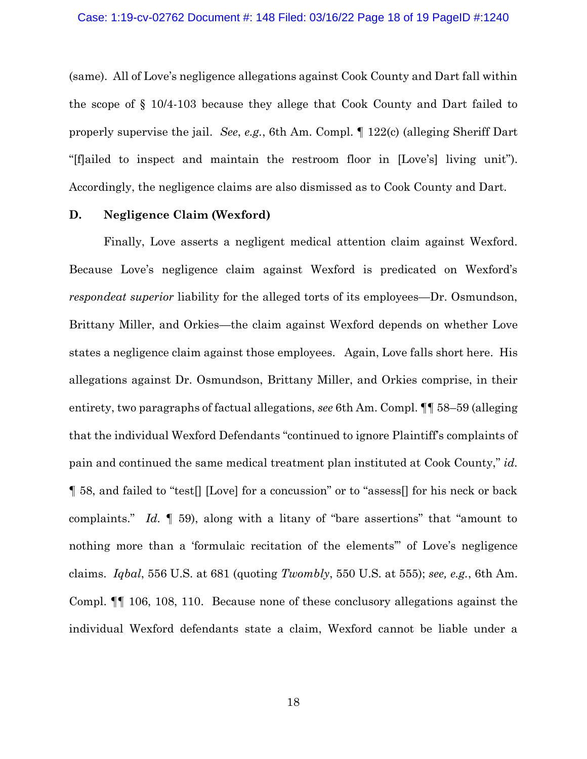(same). All of Love's negligence allegations against Cook County and Dart fall within the scope of § 10/4-103 because they allege that Cook County and Dart failed to properly supervise the jail. *See*, *e.g.*, 6th Am. Compl. ¶ 122(c) (alleging Sheriff Dart "[f]ailed to inspect and maintain the restroom floor in [Love's] living unit"). Accordingly, the negligence claims are also dismissed as to Cook County and Dart.

### D. Negligence Claim (Wexford)

Finally, Love asserts a negligent medical attention claim against Wexford. Because Love's negligence claim against Wexford is predicated on Wexford's *respondeat superior* liability for the alleged torts of its employees—Dr. Osmundson, Brittany Miller, and Orkies—the claim against Wexford depends on whether Love states a negligence claim against those employees. Again, Love falls short here. His allegations against Dr. Osmundson, Brittany Miller, and Orkies comprise, in their entirety, two paragraphs of factual allegations, *see* 6th Am. Compl. ¶¶ 58–59 (alleging that the individual Wexford Defendants "continued to ignore Plaintiff's complaints of pain and continued the same medical treatment plan instituted at Cook County," *id.* ¶ 58, and failed to "test[] [Love] for a concussion" or to "assess[] for his neck or back complaints." *Id.* ¶ 59), along with a litany of "bare assertions" that "amount to nothing more than a 'formulaic recitation of the elements'" of Love's negligence claims. *Iqbal*, 556 U.S. at 681 (quoting *Twombly*, 550 U.S. at 555); *see, e.g.*, 6th Am. Compl. ¶¶ 106, 108, 110. Because none of these conclusory allegations against the individual Wexford defendants state a claim, Wexford cannot be liable under a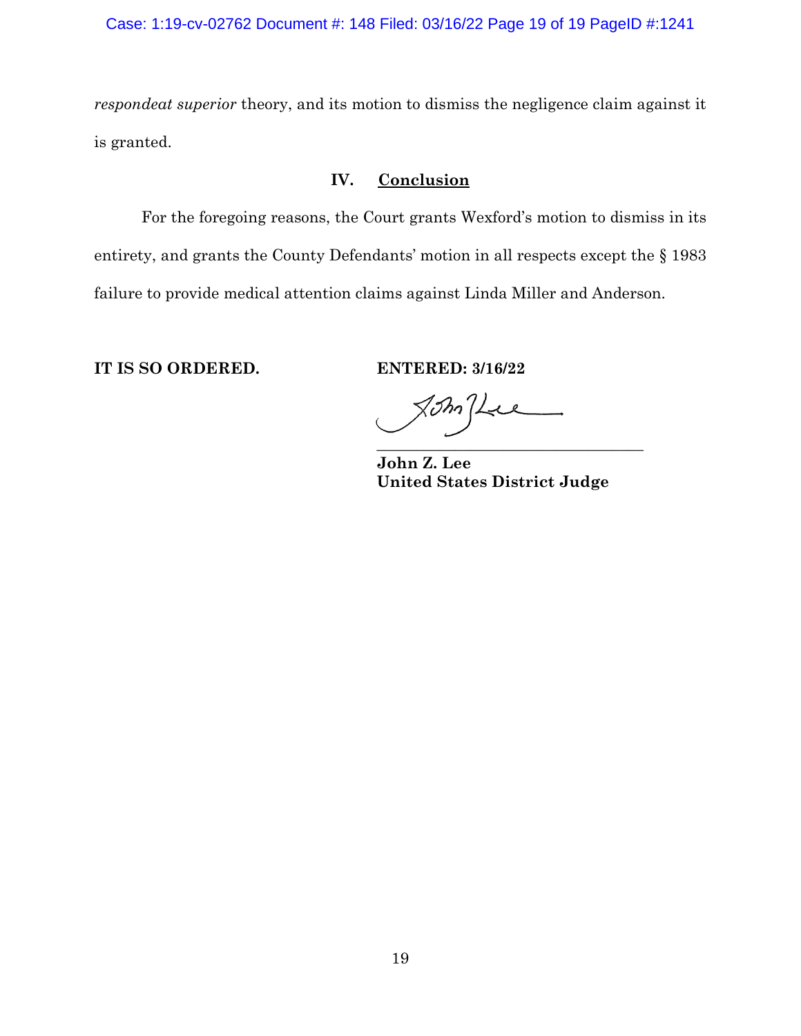*respondeat superior* theory, and its motion to dismiss the negligence claim against it is granted.

## IV. Conclusion

For the foregoing reasons, the Court grants Wexford's motion to dismiss in its entirety, and grants the County Defendants' motion in all respects except the § 1983 failure to provide medical attention claims against Linda Miller and Anderson.

**IT IS SO ORDERED.** **ENTERED: 3/16/22**

**John Z. Lee**
**United States District Judge**